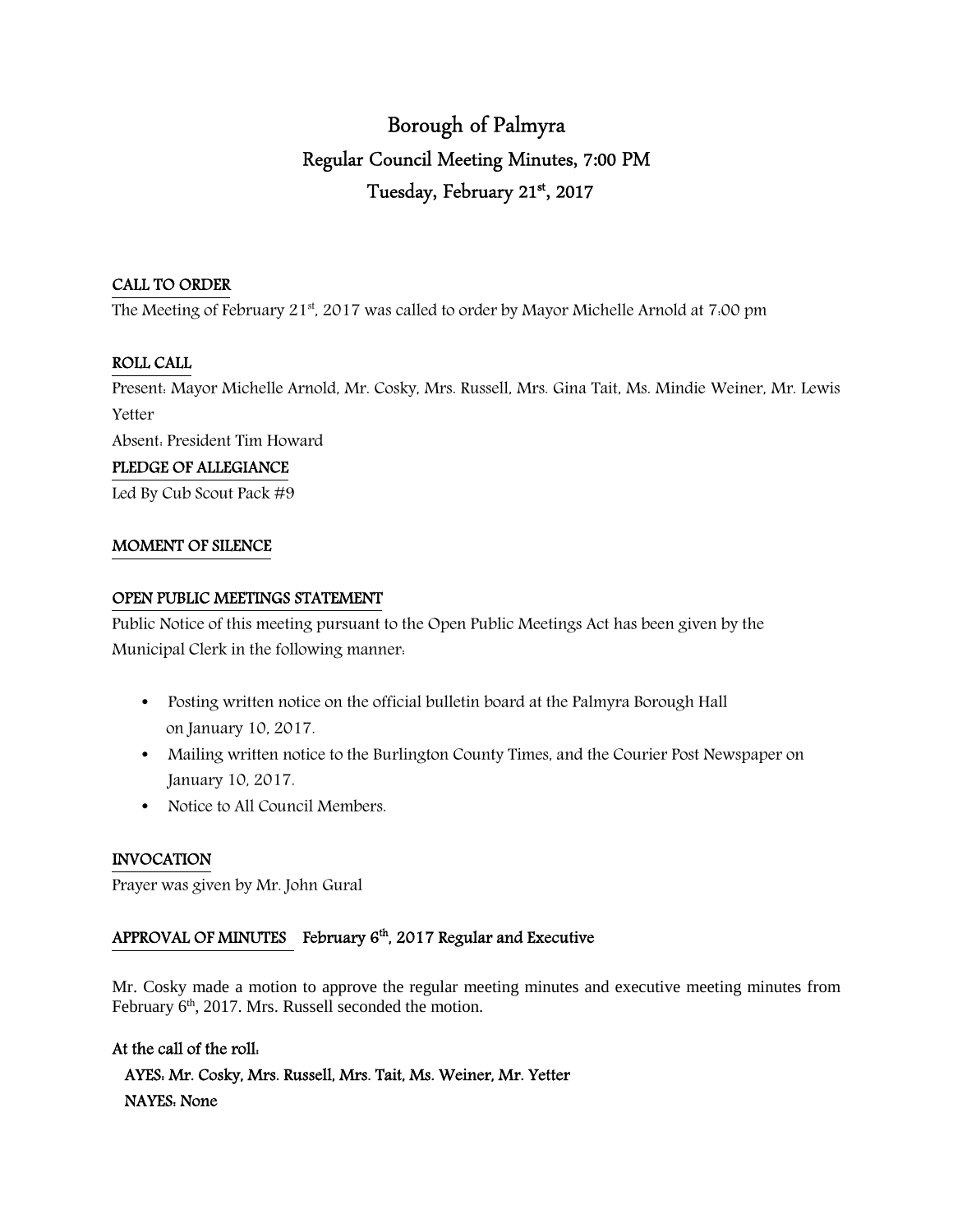# Borough of Palmyra
## Regular Council Meeting Minutes, 7:00 PM
## Tuesday, February 21st, 2017

**CALL TO ORDER**

The Meeting of February 21st, 2017 was called to order by Mayor Michelle Arnold at 7:00 pm

**ROLL CALL**

Present: Mayor Michelle Arnold, Mr. Cosky, Mrs. Russell, Mrs. Gina Tait, Ms. Mindie Weiner, Mr. Lewis Yetter

Absent: President Tim Howard

**PLEDGE OF ALLEGIANCE**

Led By Cub Scout Pack #9

**MOMENT OF SILENCE**

**OPEN PUBLIC MEETINGS STATEMENT**

Public Notice of this meeting pursuant to the Open Public Meetings Act has been given by the Municipal Clerk in the following manner:

- Posting written notice on the official bulletin board at the Palmyra Borough Hall on January 10, 2017.
- Mailing written notice to the Burlington County Times, and the Courier Post Newspaper on January 10, 2017.
- Notice to All Council Members.

**INVOCATION**

Prayer was given by Mr. John Gural

**APPROVAL OF MINUTES** **February 6th, 2017 Regular and Executive**

Mr. Cosky made a motion to approve the regular meeting minutes and executive meeting minutes from February 6th, 2017. Mrs. Russell seconded the motion.

**At the call of the roll:**

**AYES: Mr. Cosky, Mrs. Russell, Mrs. Tait, Ms. Weiner, Mr. Yetter**

**NAYES: None**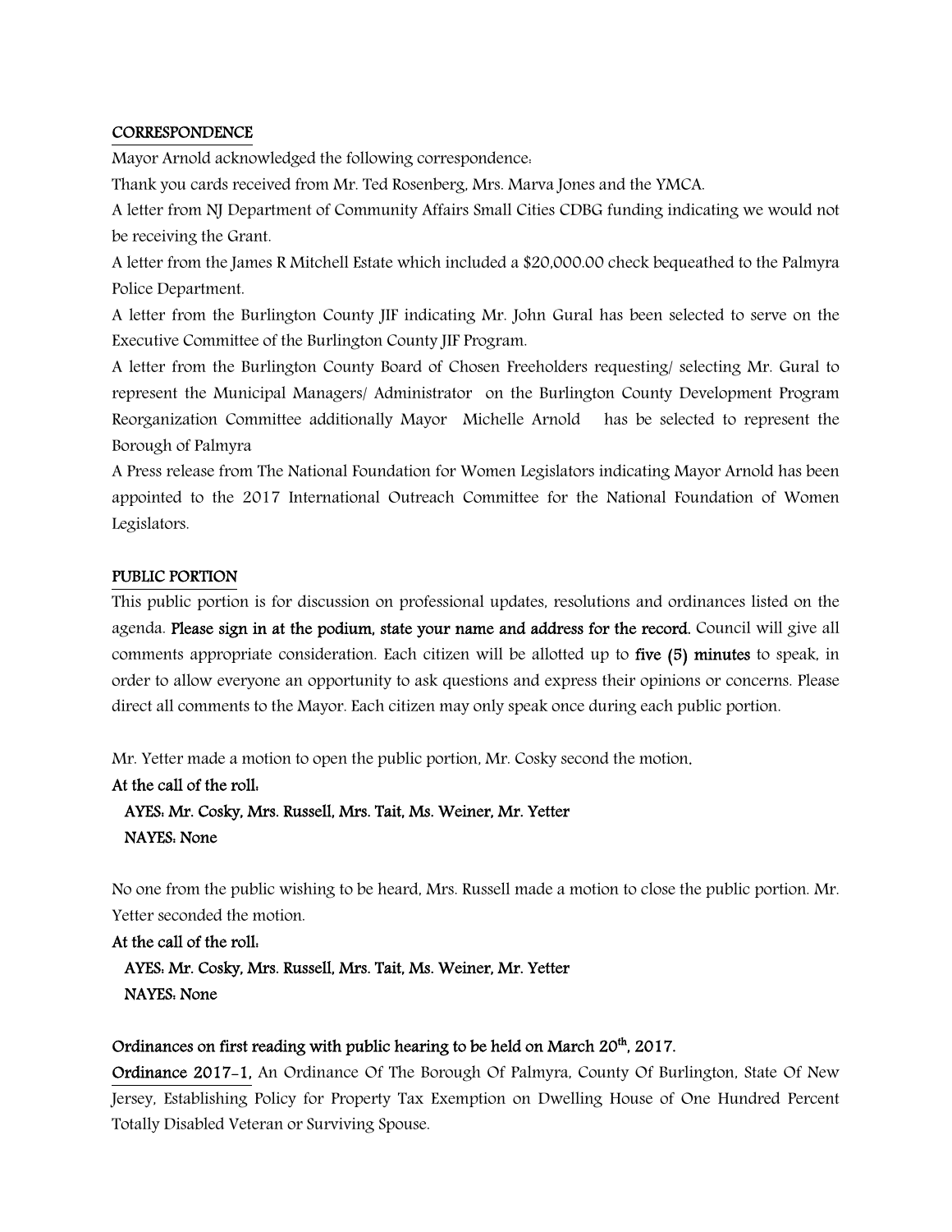**CORRESPONDENCE**

Mayor Arnold acknowledged the following correspondence:

Thank you cards received from Mr. Ted Rosenberg, Mrs. Marva Jones and the YMCA.

A letter from NJ Department of Community Affairs Small Cities CDBG funding indicating we would not be receiving the Grant.

A letter from the James R Mitchell Estate which included a $20,000.00 check bequeathed to the Palmyra Police Department.

A letter from the Burlington County JIF indicating Mr. John Gural has been selected to serve on the Executive Committee of the Burlington County JIF Program.

A letter from the Burlington County Board of Chosen Freeholders requesting/ selecting Mr. Gural to represent the Municipal Managers/ Administrator on the Burlington County Development Program Reorganization Committee additionally Mayor Michelle Arnold has be selected to represent the Borough of Palmyra

A Press release from The National Foundation for Women Legislators indicating Mayor Arnold has been appointed to the 2017 International Outreach Committee for the National Foundation of Women Legislators.

**PUBLIC PORTION**

This public portion is for discussion on professional updates, resolutions and ordinances listed on the agenda. **Please sign in at the podium, state your name and address for the record.** Council will give all comments appropriate consideration. Each citizen will be allotted up to **five (5) minutes** to speak, in order to allow everyone an opportunity to ask questions and express their opinions or concerns. Please direct all comments to the Mayor. Each citizen may only speak once during each public portion.

Mr. Yetter made a motion to open the public portion, Mr. Cosky second the motion.

**At the call of the roll:**

**AYES: Mr. Cosky, Mrs. Russell, Mrs. Tait, Ms. Weiner, Mr. Yetter**
**NAYES: None**

No one from the public wishing to be heard, Mrs. Russell made a motion to close the public portion. Mr. Yetter seconded the motion.

**At the call of the roll:**

**AYES: Mr. Cosky, Mrs. Russell, Mrs. Tait, Ms. Weiner, Mr. Yetter**
**NAYES: None**

**Ordinances on first reading with public hearing to be held on March 20th, 2017.**

**Ordinance 2017-1,** An Ordinance Of The Borough Of Palmyra, County Of Burlington, State Of New Jersey, Establishing Policy for Property Tax Exemption on Dwelling House of One Hundred Percent Totally Disabled Veteran or Surviving Spouse.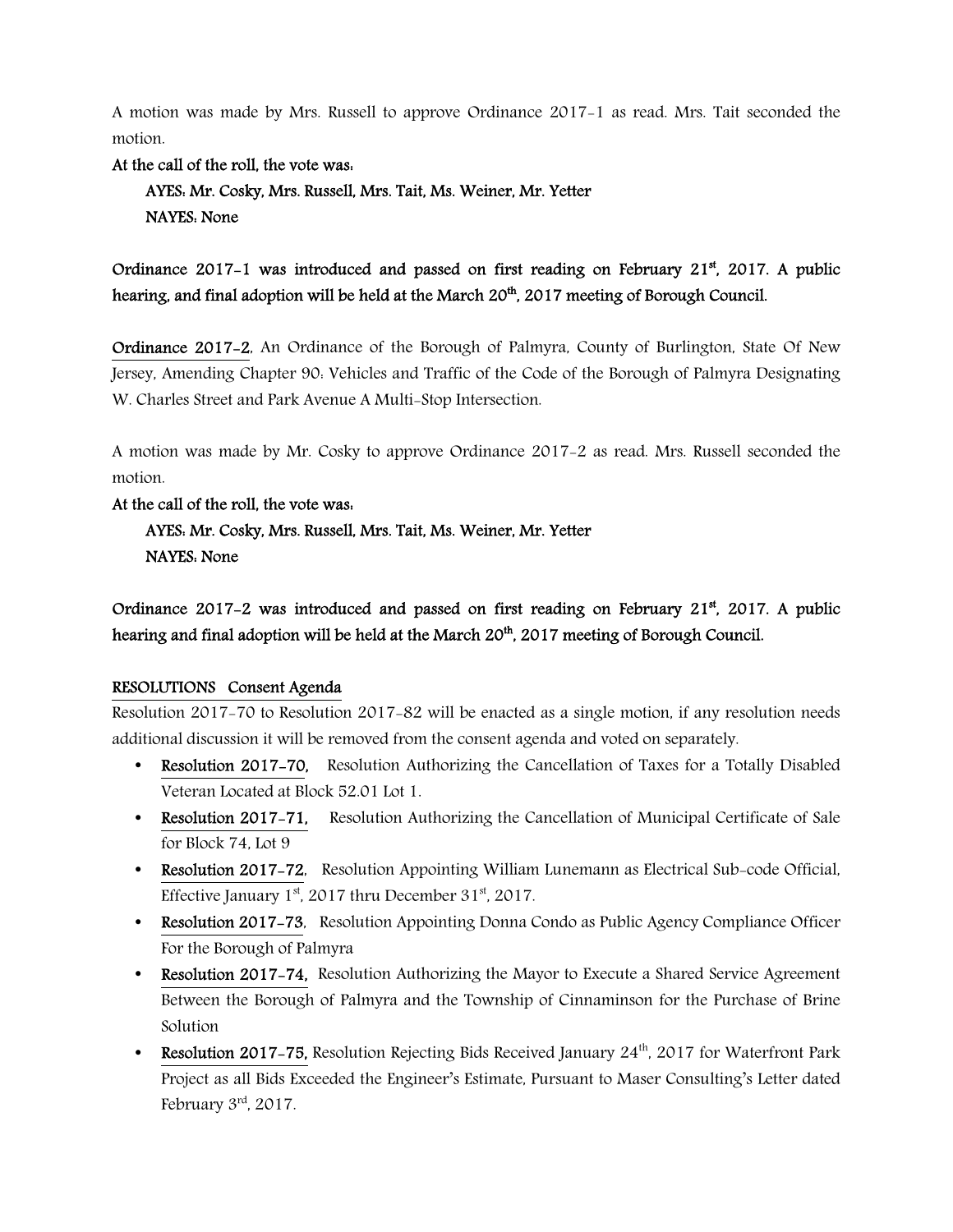A motion was made by Mrs. Russell to approve Ordinance 2017-1 as read. Mrs. Tait seconded the motion.

**At the call of the roll, the vote was:**

**AYES: Mr. Cosky, Mrs. Russell, Mrs. Tait, Ms. Weiner, Mr. Yetter**
**NAYES: None**

**Ordinance 2017-1 was introduced and passed on first reading on February 21st, 2017. A public hearing, and final adoption will be held at the March 20th, 2017 meeting of Borough Council.**

**Ordinance 2017-2**, An Ordinance of the Borough of Palmyra, County of Burlington, State Of New Jersey, Amending Chapter 90: Vehicles and Traffic of the Code of the Borough of Palmyra Designating W. Charles Street and Park Avenue A Multi-Stop Intersection.

A motion was made by Mr. Cosky to approve Ordinance 2017-2 as read. Mrs. Russell seconded the motion.

**At the call of the roll, the vote was:**

**AYES: Mr. Cosky, Mrs. Russell, Mrs. Tait, Ms. Weiner, Mr. Yetter**
**NAYES: None**

**Ordinance 2017-2 was introduced and passed on first reading on February 21st, 2017. A public hearing and final adoption will be held at the March 20th, 2017 meeting of Borough Council.**

**RESOLUTIONS Consent Agenda**

Resolution 2017-70 to Resolution 2017-82 will be enacted as a single motion, if any resolution needs additional discussion it will be removed from the consent agenda and voted on separately.

- **Resolution 2017-70,** Resolution Authorizing the Cancellation of Taxes for a Totally Disabled Veteran Located at Block 52.01 Lot 1.
- **Resolution 2017-71,** Resolution Authorizing the Cancellation of Municipal Certificate of Sale for Block 74, Lot 9
- **Resolution 2017-72**, Resolution Appointing William Lunemann as Electrical Sub-code Official, Effective January 1st, 2017 thru December 31st, 2017.
- **Resolution 2017-73**, Resolution Appointing Donna Condo as Public Agency Compliance Officer For the Borough of Palmyra
- **Resolution 2017-74,** Resolution Authorizing the Mayor to Execute a Shared Service Agreement Between the Borough of Palmyra and the Township of Cinnaminson for the Purchase of Brine Solution
- **Resolution 2017-75,** Resolution Rejecting Bids Received January 24th, 2017 for Waterfront Park Project as all Bids Exceeded the Engineer's Estimate, Pursuant to Maser Consulting's Letter dated February 3rd, 2017.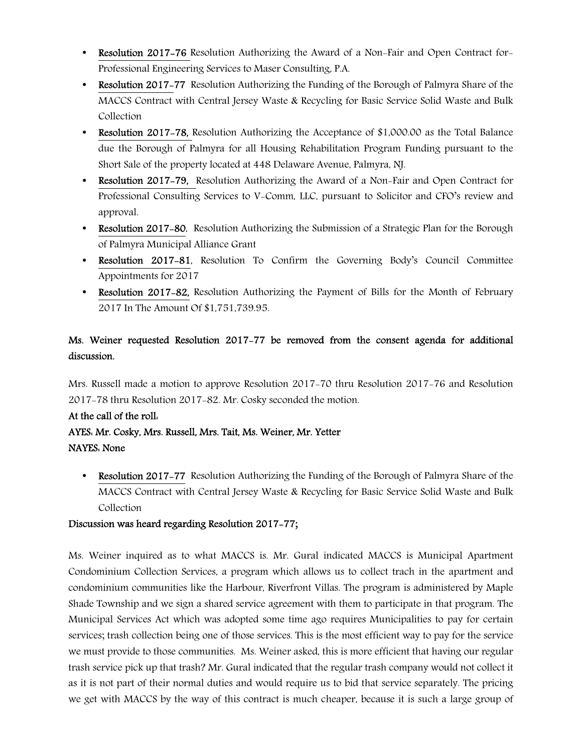- **Resolution 2017-76** Resolution Authorizing the Award of a Non-Fair and Open Contract for-Professional Engineering Services to Maser Consulting, P.A.
- **Resolution 2017-77** Resolution Authorizing the Funding of the Borough of Palmyra Share of the MACCS Contract with Central Jersey Waste & Recycling for Basic Service Solid Waste and Bulk Collection
- **Resolution 2017-78,** Resolution Authorizing the Acceptance of $1,000.00 as the Total Balance due the Borough of Palmyra for all Housing Rehabilitation Program Funding pursuant to the Short Sale of the property located at 448 Delaware Avenue, Palmyra, NJ.
- **Resolution 2017-79,** Resolution Authorizing the Award of a Non-Fair and Open Contract for Professional Consulting Services to V-Comm, LLC, pursuant to Solicitor and CFO's review and approval.
- **Resolution 2017-80**, Resolution Authorizing the Submission of a Strategic Plan for the Borough of Palmyra Municipal Alliance Grant
- **Resolution 2017-81**, Resolution To Confirm the Governing Body's Council Committee Appointments for 2017
- **Resolution 2017-82,** Resolution Authorizing the Payment of Bills for the Month of February 2017 In The Amount Of $1,751,739.95.

**Ms. Weiner requested Resolution 2017-77 be removed from the consent agenda for additional discussion.**

Mrs. Russell made a motion to approve Resolution 2017-70 thru Resolution 2017-76 and Resolution 2017-78 thru Resolution 2017-82. Mr. Cosky seconded the motion.

**At the call of the roll:**

**AYES: Mr. Cosky, Mrs. Russell, Mrs. Tait, Ms. Weiner, Mr. Yetter**

**NAYES: None**

- **Resolution 2017-77** Resolution Authorizing the Funding of the Borough of Palmyra Share of the MACCS Contract with Central Jersey Waste & Recycling for Basic Service Solid Waste and Bulk Collection

**Discussion was heard regarding Resolution 2017-77;**

Ms. Weiner inquired as to what MACCS is. Mr. Gural indicated MACCS is Municipal Apartment Condominium Collection Services, a program which allows us to collect trach in the apartment and condominium communities like the Harbour, Riverfront Villas. The program is administered by Maple Shade Township and we sign a shared service agreement with them to participate in that program. The Municipal Services Act which was adopted some time ago requires Municipalities to pay for certain services; trash collection being one of those services. This is the most efficient way to pay for the service we must provide to those communities. Ms. Weiner asked, this is more efficient that having our regular trash service pick up that trash? Mr. Gural indicated that the regular trash company would not collect it as it is not part of their normal duties and would require us to bid that service separately. The pricing we get with MACCS by the way of this contract is much cheaper, because it is such a large group of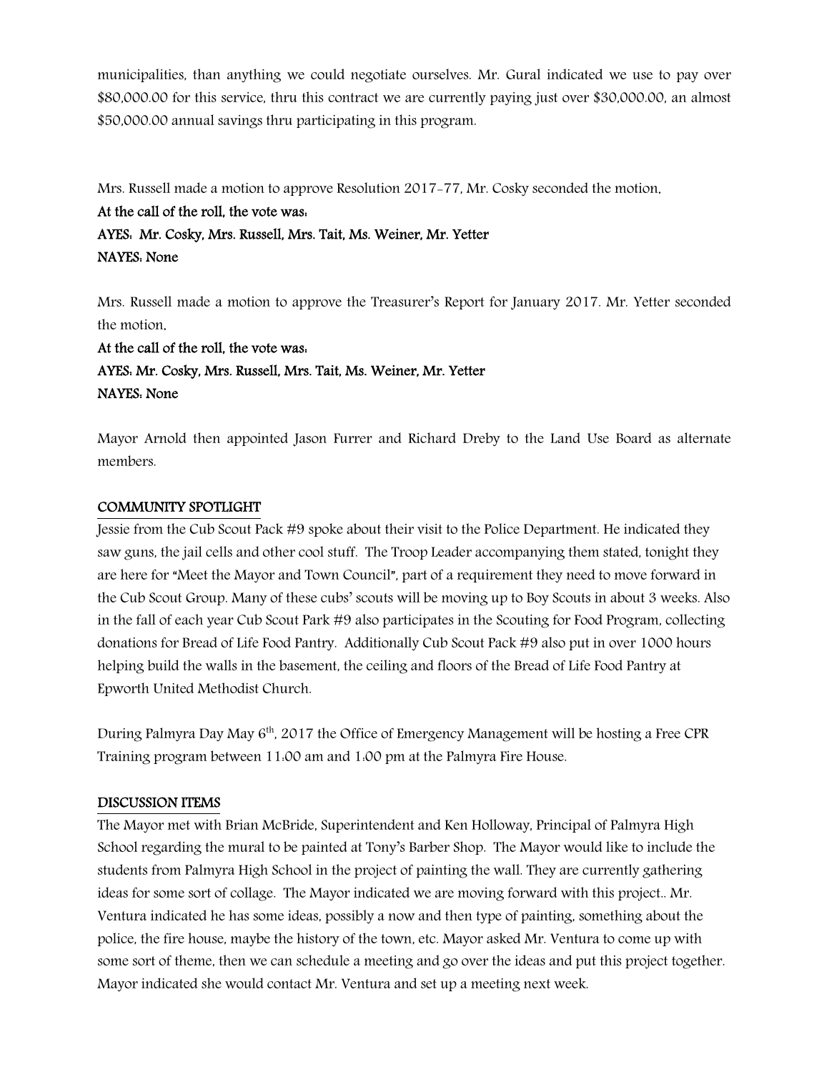municipalities, than anything we could negotiate ourselves. Mr. Gural indicated we use to pay over $80,000.00 for this service, thru this contract we are currently paying just over $30,000.00, an almost $50,000.00 annual savings thru participating in this program.

Mrs. Russell made a motion to approve Resolution 2017-77, Mr. Cosky seconded the motion.

**At the call of the roll, the vote was:**

**AYES: Mr. Cosky, Mrs. Russell, Mrs. Tait, Ms. Weiner, Mr. Yetter**

**NAYES: None**

Mrs. Russell made a motion to approve the Treasurer's Report for January 2017. Mr. Yetter seconded the motion.

**At the call of the roll, the vote was:**

**AYES: Mr. Cosky, Mrs. Russell, Mrs. Tait, Ms. Weiner, Mr. Yetter**

**NAYES: None**

Mayor Arnold then appointed Jason Furrer and Richard Dreby to the Land Use Board as alternate members.

## COMMUNITY SPOTLIGHT

Jessie from the Cub Scout Pack #9 spoke about their visit to the Police Department. He indicated they saw guns, the jail cells and other cool stuff. The Troop Leader accompanying them stated, tonight they are here for "Meet the Mayor and Town Council", part of a requirement they need to move forward in the Cub Scout Group. Many of these cubs' scouts will be moving up to Boy Scouts in about 3 weeks. Also in the fall of each year Cub Scout Park #9 also participates in the Scouting for Food Program, collecting donations for Bread of Life Food Pantry. Additionally Cub Scout Pack #9 also put in over 1000 hours helping build the walls in the basement, the ceiling and floors of the Bread of Life Food Pantry at Epworth United Methodist Church.

During Palmyra Day May 6th, 2017 the Office of Emergency Management will be hosting a Free CPR Training program between 11:00 am and 1:00 pm at the Palmyra Fire House.

## DISCUSSION ITEMS

The Mayor met with Brian McBride, Superintendent and Ken Holloway, Principal of Palmyra High School regarding the mural to be painted at Tony's Barber Shop. The Mayor would like to include the students from Palmyra High School in the project of painting the wall. They are currently gathering ideas for some sort of collage. The Mayor indicated we are moving forward with this project.. Mr. Ventura indicated he has some ideas, possibly a now and then type of painting, something about the police, the fire house, maybe the history of the town, etc. Mayor asked Mr. Ventura to come up with some sort of theme, then we can schedule a meeting and go over the ideas and put this project together. Mayor indicated she would contact Mr. Ventura and set up a meeting next week.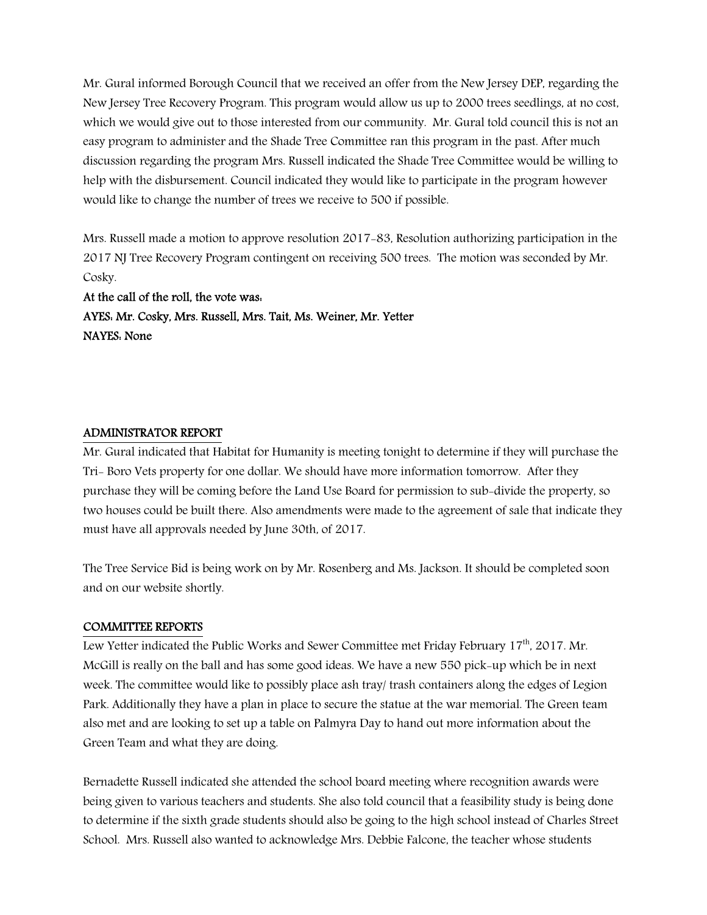Mr. Gural informed Borough Council that we received an offer from the New Jersey DEP, regarding the New Jersey Tree Recovery Program. This program would allow us up to 2000 trees seedlings, at no cost, which we would give out to those interested from our community. Mr. Gural told council this is not an easy program to administer and the Shade Tree Committee ran this program in the past. After much discussion regarding the program Mrs. Russell indicated the Shade Tree Committee would be willing to help with the disbursement. Council indicated they would like to participate in the program however would like to change the number of trees we receive to 500 if possible.

Mrs. Russell made a motion to approve resolution 2017-83, Resolution authorizing participation in the 2017 NJ Tree Recovery Program contingent on receiving 500 trees. The motion was seconded by Mr. Cosky.

**At the call of the roll, the vote was:**
**AYES: Mr. Cosky, Mrs. Russell, Mrs. Tait, Ms. Weiner, Mr. Yetter**
**NAYES: None**

## ADMINISTRATOR REPORT

Mr. Gural indicated that Habitat for Humanity is meeting tonight to determine if they will purchase the Tri- Boro Vets property for one dollar. We should have more information tomorrow. After they purchase they will be coming before the Land Use Board for permission to sub-divide the property, so two houses could be built there. Also amendments were made to the agreement of sale that indicate they must have all approvals needed by June 30th, of 2017.

The Tree Service Bid is being work on by Mr. Rosenberg and Ms. Jackson. It should be completed soon and on our website shortly.

## COMMITTEE REPORTS

Lew Yetter indicated the Public Works and Sewer Committee met Friday February 17th, 2017. Mr. McGill is really on the ball and has some good ideas. We have a new 550 pick-up which be in next week. The committee would like to possibly place ash tray/ trash containers along the edges of Legion Park. Additionally they have a plan in place to secure the statue at the war memorial. The Green team also met and are looking to set up a table on Palmyra Day to hand out more information about the Green Team and what they are doing.

Bernadette Russell indicated she attended the school board meeting where recognition awards were being given to various teachers and students. She also told council that a feasibility study is being done to determine if the sixth grade students should also be going to the high school instead of Charles Street School. Mrs. Russell also wanted to acknowledge Mrs. Debbie Falcone, the teacher whose students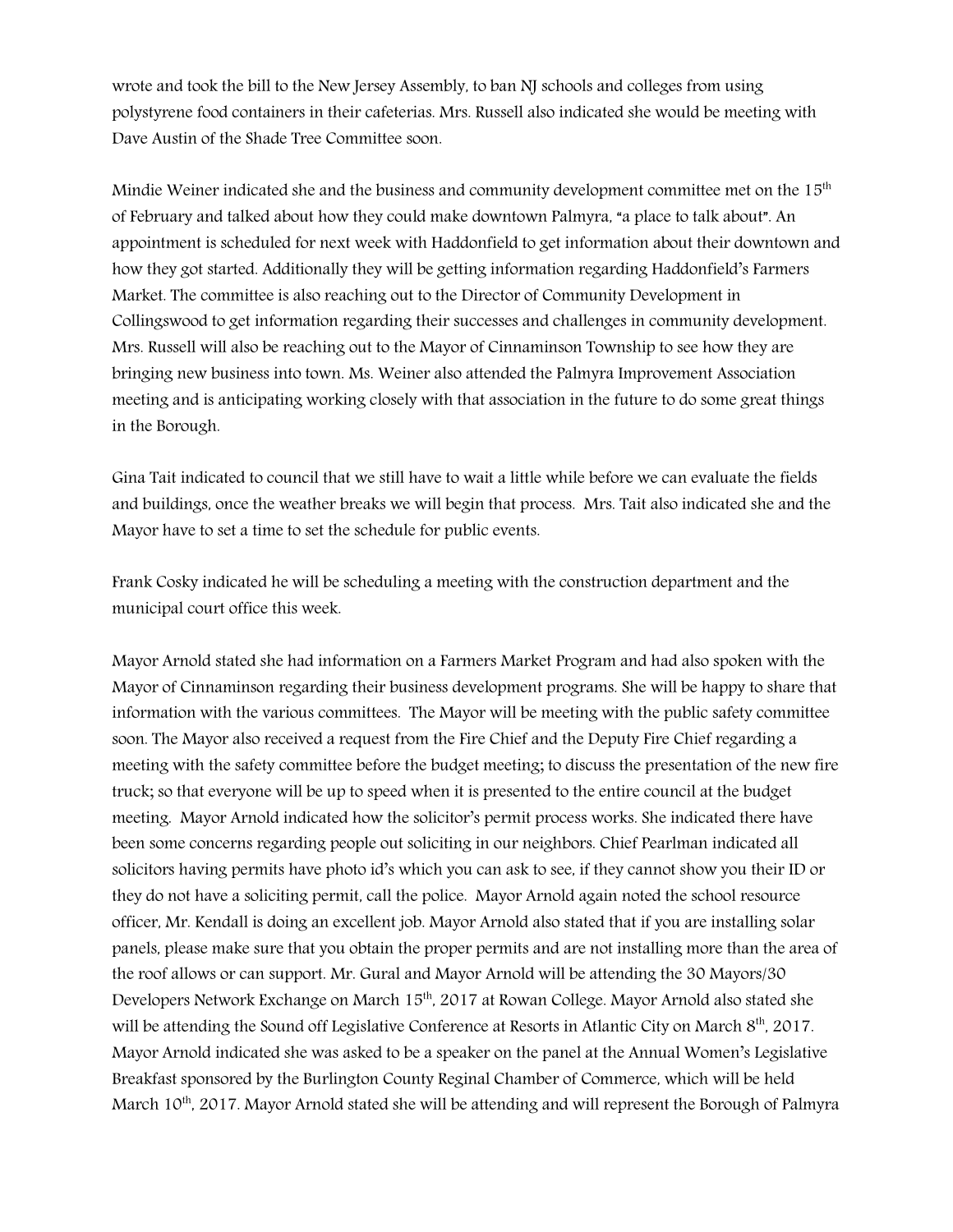wrote and took the bill to the New Jersey Assembly, to ban NJ schools and colleges from using polystyrene food containers in their cafeterias. Mrs. Russell also indicated she would be meeting with Dave Austin of the Shade Tree Committee soon.

Mindie Weiner indicated she and the business and community development committee met on the 15th of February and talked about how they could make downtown Palmyra, "a place to talk about". An appointment is scheduled for next week with Haddonfield to get information about their downtown and how they got started. Additionally they will be getting information regarding Haddonfield's Farmers Market. The committee is also reaching out to the Director of Community Development in Collingswood to get information regarding their successes and challenges in community development. Mrs. Russell will also be reaching out to the Mayor of Cinnaminson Township to see how they are bringing new business into town. Ms. Weiner also attended the Palmyra Improvement Association meeting and is anticipating working closely with that association in the future to do some great things in the Borough.

Gina Tait indicated to council that we still have to wait a little while before we can evaluate the fields and buildings, once the weather breaks we will begin that process. Mrs. Tait also indicated she and the Mayor have to set a time to set the schedule for public events.

Frank Cosky indicated he will be scheduling a meeting with the construction department and the municipal court office this week.

Mayor Arnold stated she had information on a Farmers Market Program and had also spoken with the Mayor of Cinnaminson regarding their business development programs. She will be happy to share that information with the various committees. The Mayor will be meeting with the public safety committee soon. The Mayor also received a request from the Fire Chief and the Deputy Fire Chief regarding a meeting with the safety committee before the budget meeting; to discuss the presentation of the new fire truck; so that everyone will be up to speed when it is presented to the entire council at the budget meeting. Mayor Arnold indicated how the solicitor's permit process works. She indicated there have been some concerns regarding people out soliciting in our neighbors. Chief Pearlman indicated all solicitors having permits have photo id's which you can ask to see, if they cannot show you their ID or they do not have a soliciting permit, call the police. Mayor Arnold again noted the school resource officer, Mr. Kendall is doing an excellent job. Mayor Arnold also stated that if you are installing solar panels, please make sure that you obtain the proper permits and are not installing more than the area of the roof allows or can support. Mr. Gural and Mayor Arnold will be attending the 30 Mayors/30 Developers Network Exchange on March 15th, 2017 at Rowan College. Mayor Arnold also stated she will be attending the Sound off Legislative Conference at Resorts in Atlantic City on March 8th, 2017. Mayor Arnold indicated she was asked to be a speaker on the panel at the Annual Women's Legislative Breakfast sponsored by the Burlington County Reginal Chamber of Commerce, which will be held March 10th, 2017. Mayor Arnold stated she will be attending and will represent the Borough of Palmyra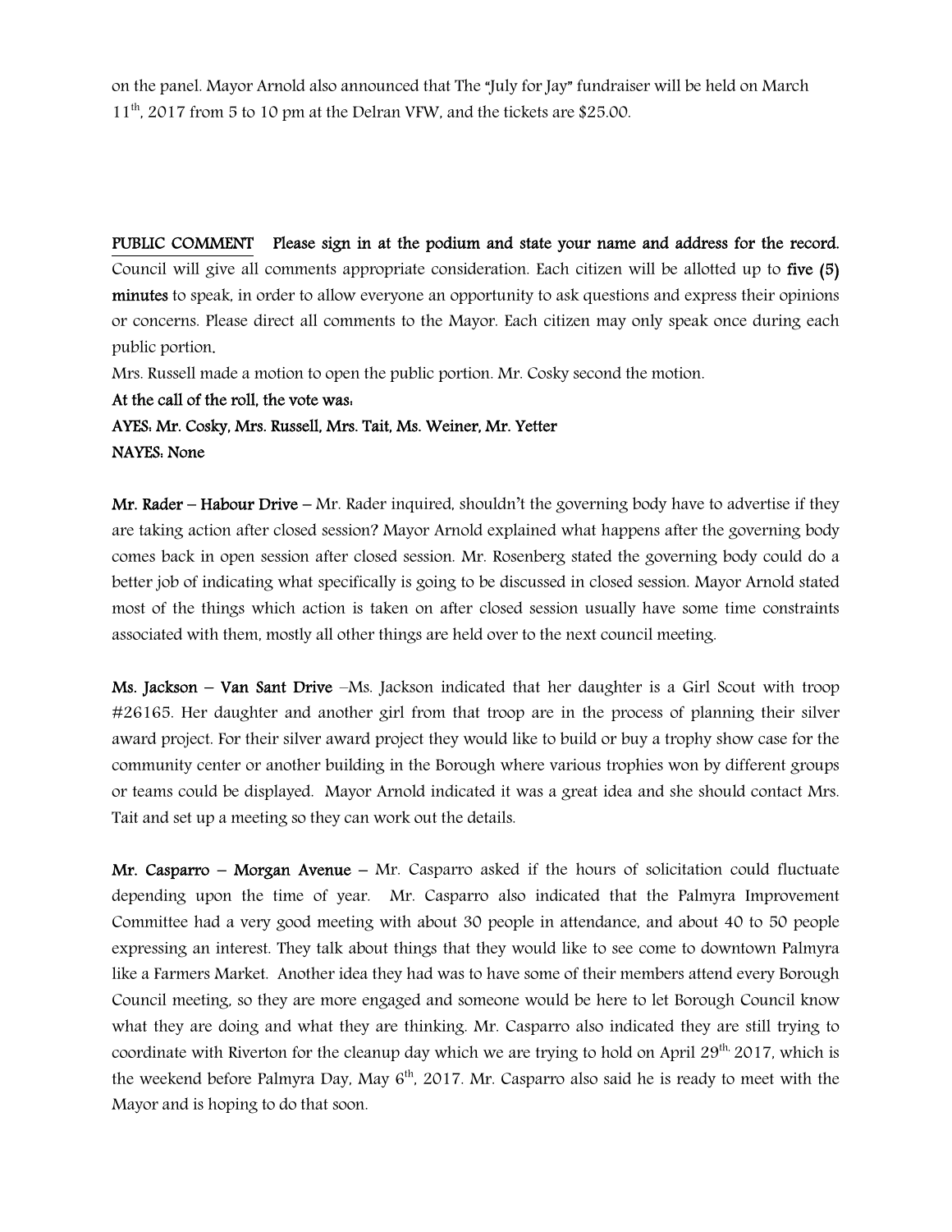on the panel. Mayor Arnold also announced that The "July for Jay" fundraiser will be held on March 11th, 2017 from 5 to 10 pm at the Delran VFW, and the tickets are $25.00.

**PUBLIC COMMENT** **Please sign in at the podium and state your name and address for the record.** Council will give all comments appropriate consideration. Each citizen will be allotted up to **five (5) minutes** to speak, in order to allow everyone an opportunity to ask questions and express their opinions or concerns. Please direct all comments to the Mayor. Each citizen may only speak once during each public portion.

Mrs. Russell made a motion to open the public portion. Mr. Cosky second the motion.

**At the call of the roll, the vote was:**

**AYES: Mr. Cosky, Mrs. Russell, Mrs. Tait, Ms. Weiner, Mr. Yetter**

**NAYES: None**

**Mr. Rader – Habour Drive** – Mr. Rader inquired, shouldn't the governing body have to advertise if they are taking action after closed session? Mayor Arnold explained what happens after the governing body comes back in open session after closed session. Mr. Rosenberg stated the governing body could do a better job of indicating what specifically is going to be discussed in closed session. Mayor Arnold stated most of the things which action is taken on after closed session usually have some time constraints associated with them, mostly all other things are held over to the next council meeting.

**Ms. Jackson – Van Sant Drive** –Ms. Jackson indicated that her daughter is a Girl Scout with troop #26165. Her daughter and another girl from that troop are in the process of planning their silver award project. For their silver award project they would like to build or buy a trophy show case for the community center or another building in the Borough where various trophies won by different groups or teams could be displayed. Mayor Arnold indicated it was a great idea and she should contact Mrs. Tait and set up a meeting so they can work out the details.

**Mr. Casparro – Morgan Avenue** – Mr. Casparro asked if the hours of solicitation could fluctuate depending upon the time of year. Mr. Casparro also indicated that the Palmyra Improvement Committee had a very good meeting with about 30 people in attendance, and about 40 to 50 people expressing an interest. They talk about things that they would like to see come to downtown Palmyra like a Farmers Market. Another idea they had was to have some of their members attend every Borough Council meeting, so they are more engaged and someone would be here to let Borough Council know what they are doing and what they are thinking. Mr. Casparro also indicated they are still trying to coordinate with Riverton for the cleanup day which we are trying to hold on April 29th, 2017, which is the weekend before Palmyra Day, May 6th, 2017. Mr. Casparro also said he is ready to meet with the Mayor and is hoping to do that soon.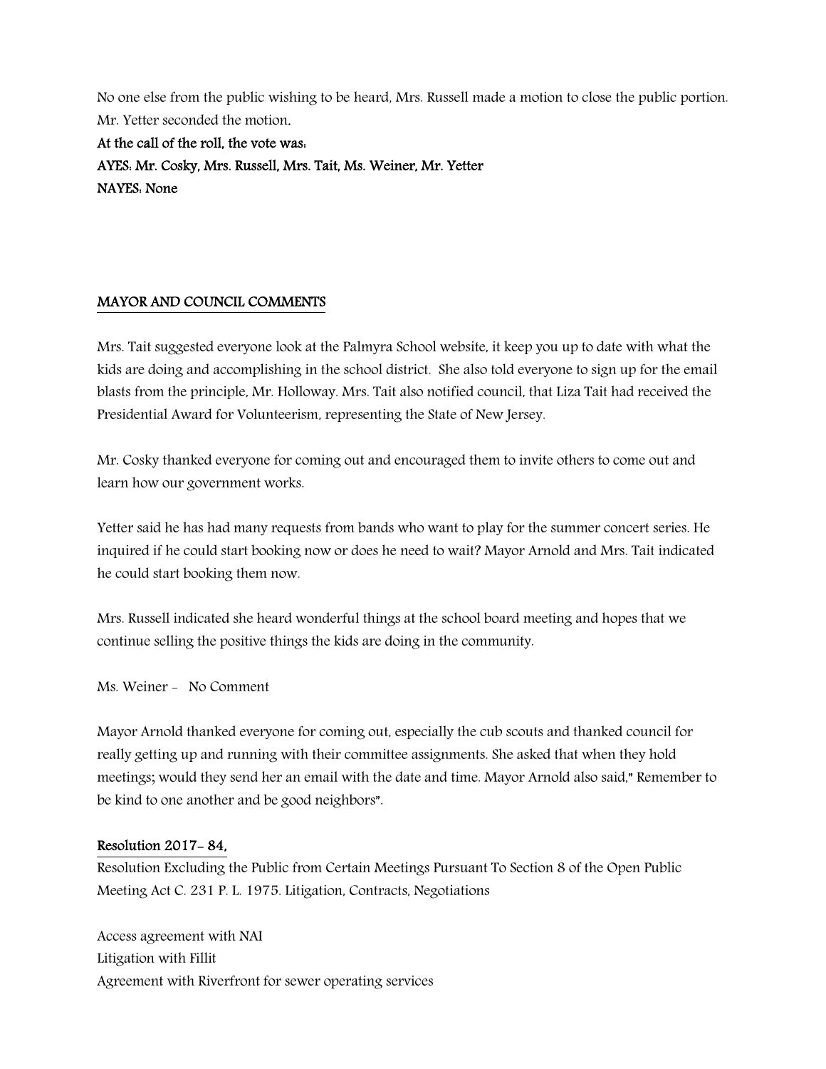No one else from the public wishing to be heard, Mrs. Russell made a motion to close the public portion. Mr. Yetter seconded the motion.

**At the call of the roll, the vote was:**

**AYES: Mr. Cosky, Mrs. Russell, Mrs. Tait, Ms. Weiner, Mr. Yetter**

**NAYES: None**

## MAYOR AND COUNCIL COMMENTS

Mrs. Tait suggested everyone look at the Palmyra School website, it keep you up to date with what the kids are doing and accomplishing in the school district. She also told everyone to sign up for the email blasts from the principle, Mr. Holloway. Mrs. Tait also notified council, that Liza Tait had received the Presidential Award for Volunteerism, representing the State of New Jersey.

Mr. Cosky thanked everyone for coming out and encouraged them to invite others to come out and learn how our government works.

Yetter said he has had many requests from bands who want to play for the summer concert series. He inquired if he could start booking now or does he need to wait? Mayor Arnold and Mrs. Tait indicated he could start booking them now.

Mrs. Russell indicated she heard wonderful things at the school board meeting and hopes that we continue selling the positive things the kids are doing in the community.

Ms. Weiner - No Comment

Mayor Arnold thanked everyone for coming out, especially the cub scouts and thanked council for really getting up and running with their committee assignments. She asked that when they hold meetings; would they send her an email with the date and time. Mayor Arnold also said," Remember to be kind to one another and be good neighbors".

## Resolution 2017- 84,

Resolution Excluding the Public from Certain Meetings Pursuant To Section 8 of the Open Public Meeting Act C. 231 P. L. 1975. Litigation, Contracts, Negotiations

Access agreement with NAI
Litigation with Fillit
Agreement with Riverfront for sewer operating services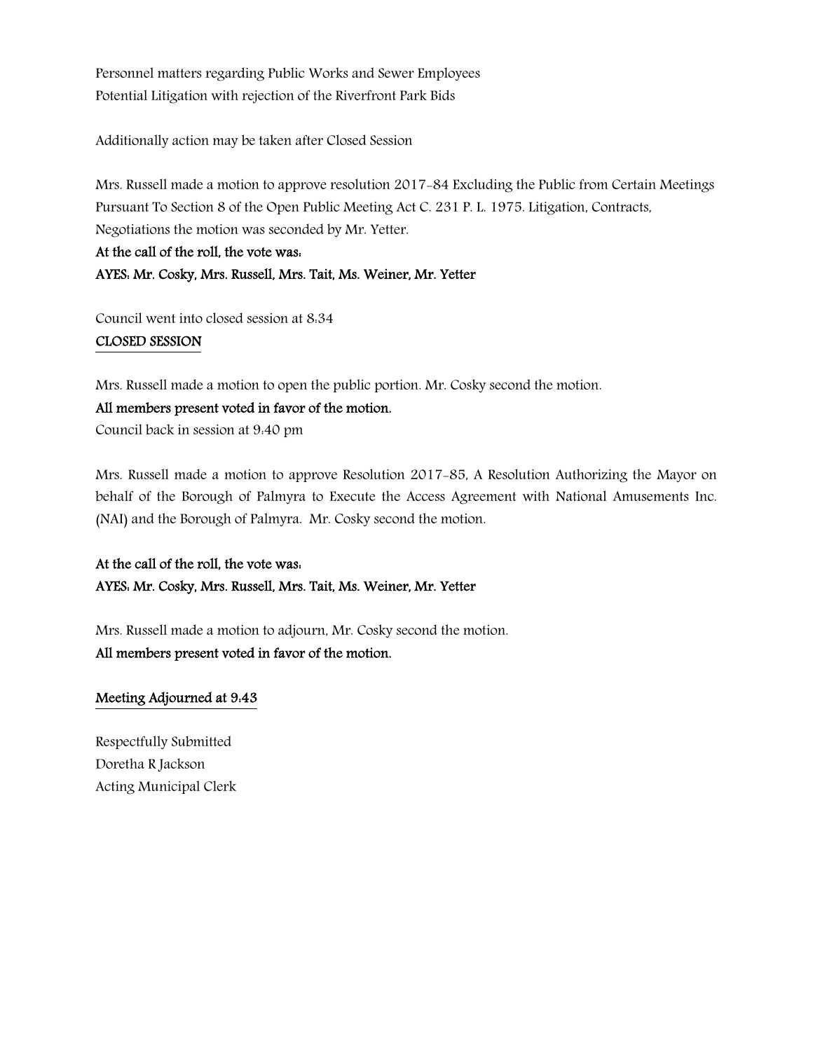Personnel matters regarding Public Works and Sewer Employees
Potential Litigation with rejection of the Riverfront Park Bids

Additionally action may be taken after Closed Session

Mrs. Russell made a motion to approve resolution 2017-84 Excluding the Public from Certain Meetings Pursuant To Section 8 of the Open Public Meeting Act C. 231 P. L. 1975. Litigation, Contracts, Negotiations the motion was seconded by Mr. Yetter.

**At the call of the roll, the vote was:**
**AYES: Mr. Cosky, Mrs. Russell, Mrs. Tait, Ms. Weiner, Mr. Yetter**

Council went into closed session at 8:34

**CLOSED SESSION**

Mrs. Russell made a motion to open the public portion. Mr. Cosky second the motion.
**All members present voted in favor of the motion.**
Council back in session at 9:40 pm

Mrs. Russell made a motion to approve Resolution 2017-85, A Resolution Authorizing the Mayor on behalf of the Borough of Palmyra to Execute the Access Agreement with National Amusements Inc. (NAI) and the Borough of Palmyra. Mr. Cosky second the motion.

**At the call of the roll, the vote was:**
**AYES: Mr. Cosky, Mrs. Russell, Mrs. Tait, Ms. Weiner, Mr. Yetter**

Mrs. Russell made a motion to adjourn, Mr. Cosky second the motion.
**All members present voted in favor of the motion.**

**Meeting Adjourned at 9:43**

Respectfully Submitted
Doretha R Jackson
Acting Municipal Clerk